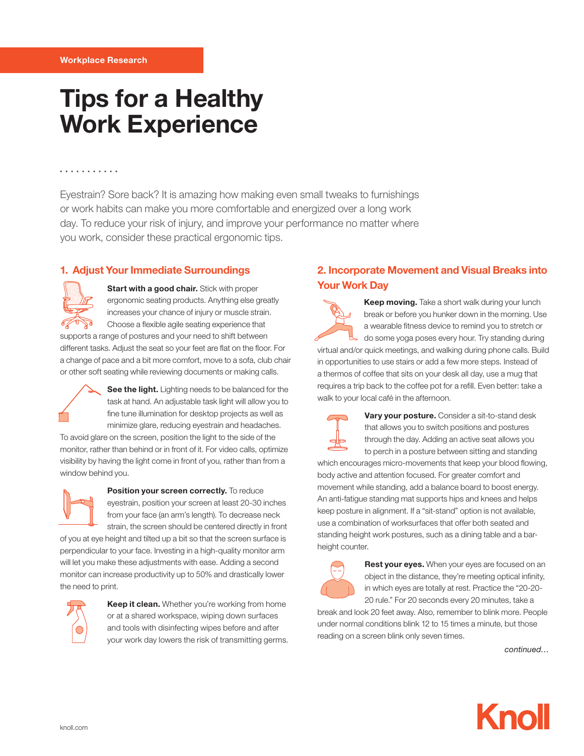Workplace Research

# Tips for a Healthy Work Experience

Eyestrain? Sore back? It is amazing how making even small tweaks to furnishings or work habits can make you more comfortable and energized over a long work day. To reduce your risk of injury, and improve your performance no matter where you work, consider these practical ergonomic tips.

## 1. Adjust Your Immediate Surroundings

**Start with a good chair.** Stick with proper ergonomic seating products. Anything else greatly increases your chance of injury or muscle strain. Choose a flexible agile seating experience that supports a range of postures and your need to shift between different tasks. Adjust the seat so your feet are flat on the floor. For a change of pace and a bit more comfort, move to a sofa, club chair or other soft seating while reviewing documents or making calls.

**See the light.** Lighting needs to be balanced for the task at hand. An adjustable task light will allow you to fine tune illumination for desktop projects as well as minimize glare, reducing eyestrain and headaches. To avoid glare on the screen, position the light to the side of the monitor, rather than behind or in front of it. For video calls, optimize visibility by having the light come in front of you, rather than from a window behind you.

**Position your screen correctly.** To reduce eyestrain, position your screen at least 20-30 inches from your face (an arm's length). To decrease neck strain, the screen should be centered directly in front of you at eye height and tilted up a bit so that the screen surface is perpendicular to your face. Investing in a high-quality monitor arm will let you make these adjustments with ease. Adding a second monitor can increase productivity up to 50% and drastically lower the need to print.

**Keep it clean.** Whether you're working from home or at a shared workspace, wiping down surfaces and tools with disinfecting wipes before and after your work day lowers the risk of transmitting germs.

## 2. Incorporate Movement and Visual Breaks into Your Work Day

**Keep moving.** Take a short walk during your lunch break or before you hunker down in the morning. Use a wearable fitness device to remind you to stretch or do some yoga poses every hour. Try standing during virtual and/or quick meetings, and walking during phone calls. Build in opportunities to use stairs or add a few more steps. Instead of a thermos of coffee that sits on your desk all day, use a mug that requires a trip back to the coffee pot for a refill. Even better: take a walk to your local café in the afternoon.

**Vary your posture.** Consider a sit-to-stand desk that allows you to switch positions and postures through the day. Adding an active seat allows you to perch in a posture between sitting and standing which encourages micro-movements that keep your blood flowing, body active and attention focused. For greater comfort and movement while standing, add a balance board to boost energy. An anti-fatigue standing mat supports hips and knees and helps keep posture in alignment. If a "sit-stand" option is not available, use a combination of worksurfaces that offer both seated and standing height work postures, such as a dining table and a bar-height counter.

**Rest your eyes.** When your eyes are focused on an object in the distance, they're meeting optical infinity, in which eyes are totally at rest. Practice the "20-20-20 rule." For 20 seconds every 20 minutes, take a break and look 20 feet away. Also, remember to blink more. People under normal conditions blink 12 to 15 times a minute, but those reading on a screen blink only seven times.

*continued…*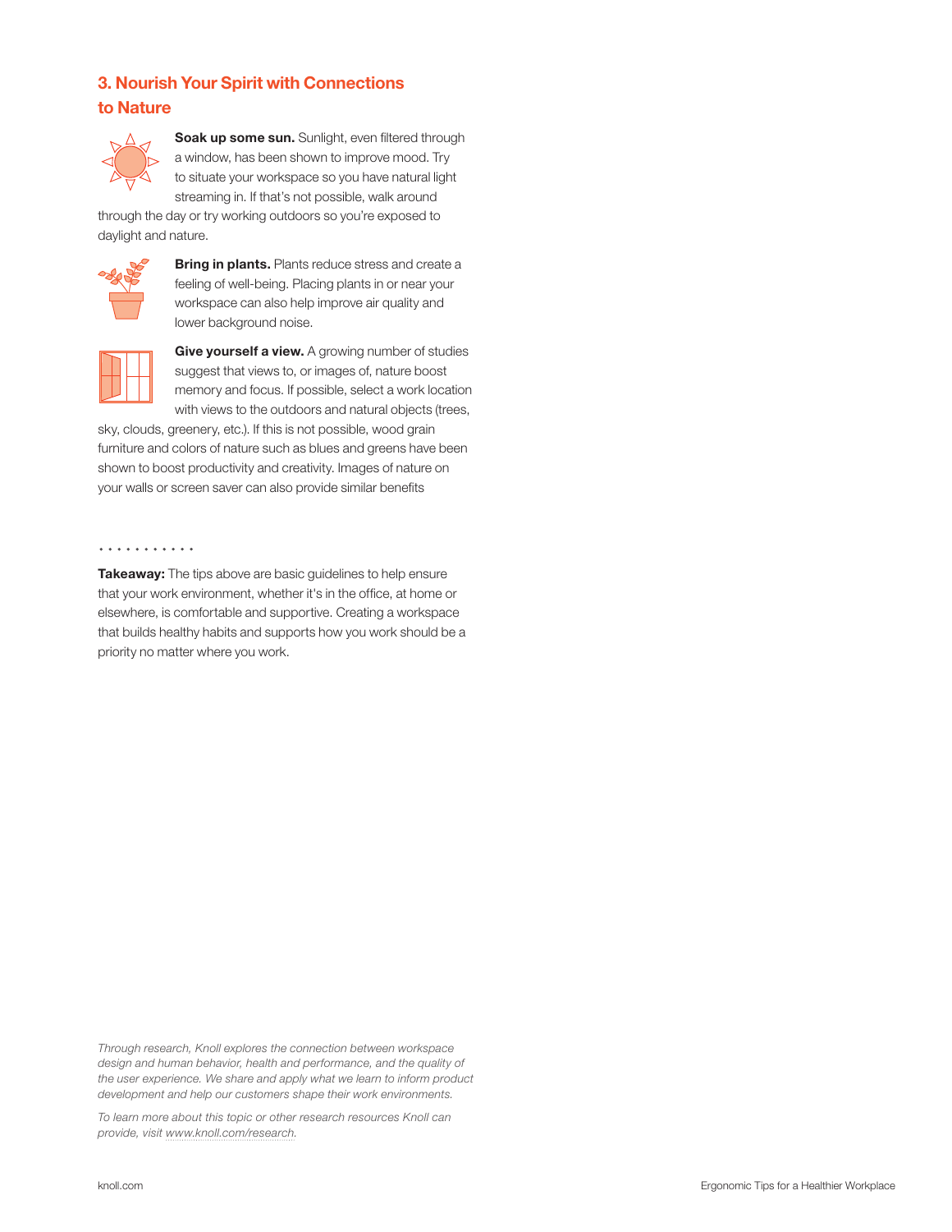## 3. Nourish Your Spirit with Connections to Nature

**Soak up some sun.** Sunlight, even filtered through a window, has been shown to improve mood. Try to situate your workspace so you have natural light streaming in. If that's not possible, walk around through the day or try working outdoors so you're exposed to daylight and nature.

**Bring in plants.** Plants reduce stress and create a feeling of well-being. Placing plants in or near your workspace can also help improve air quality and lower background noise.

**Give yourself a view.** A growing number of studies suggest that views to, or images of, nature boost memory and focus. If possible, select a work location with views to the outdoors and natural objects (trees, sky, clouds, greenery, etc.). If this is not possible, wood grain furniture and colors of nature such as blues and greens have been shown to boost productivity and creativity. Images of nature on your walls or screen saver can also provide similar benefits

**Takeaway:** The tips above are basic guidelines to help ensure that your work environment, whether it's in the office, at home or elsewhere, is comfortable and supportive. Creating a workspace that builds healthy habits and supports how you work should be a priority no matter where you work.

*Through research, Knoll explores the connection between workspace design and human behavior, health and performance, and the quality of the user experience. We share and apply what we learn to inform product development and help our customers shape their work environments.*

*To learn more about this topic or other research resources Knoll can provide, visit www.knoll.com/research.*